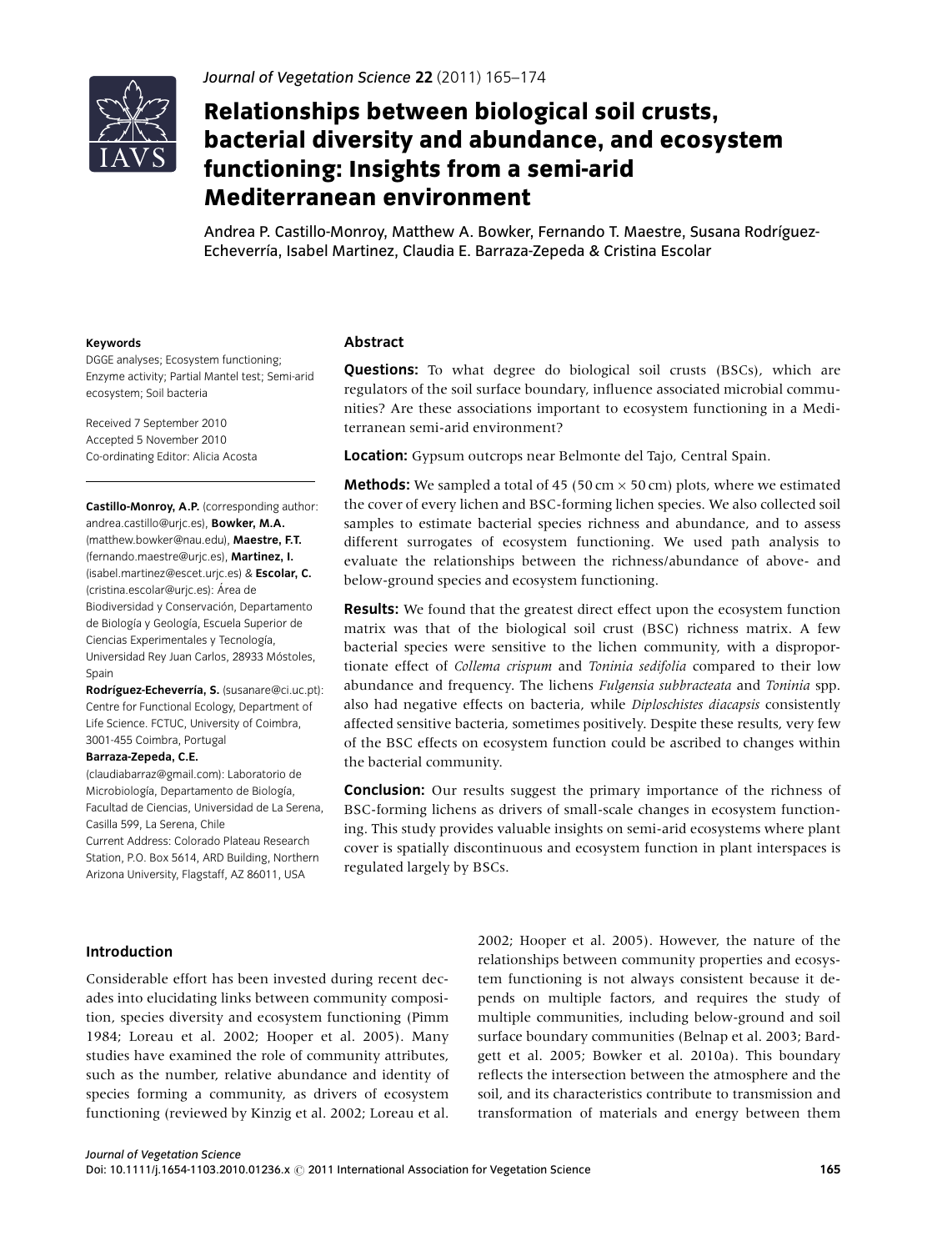# Relationships between biological soil crusts, bacterial diversity and abundance, and ecosystem functioning: Insights from a semi-arid Mediterranean environment

Andrea P. Castillo-Monroy, Matthew A. Bowker, Fernando T. Maestre, Susana Rodríguez-Echeverría, Isabel Martinez, Claudia E. Barraza-Zepeda & Cristina Escolar

**Keywords**

DGGE analyses; Ecosystem functioning; Enzyme activity; Partial Mantel test; Semi-arid ecosystem; Soil bacteria

Received 7 September 2010
Accepted 5 November 2010
Co-ordinating Editor: Alicia Acosta

**Castillo-Monroy, A.P.** (corresponding author: andrea.castillo@urjc.es), **Bowker, M.A.** (matthew.bowker@nau.edu), **Maestre, F.T.** (fernando.maestre@urjc.es), **Martinez, I.** (isabel.martinez@escet.urjc.es) & **Escolar, C.** (cristina.escolar@urjc.es): Área de Biodiversidad y Conservación, Departamento de Biología y Geología, Escuela Superior de Ciencias Experimentales y Tecnología, Universidad Rey Juan Carlos, 28933 Móstoles, Spain

**Rodríguez-Echeverría, S.** (susanare@ci.uc.pt): Centre for Functional Ecology, Department of Life Science. FCTUC, University of Coimbra, 3001-455 Coimbra, Portugal

**Barraza-Zepeda, C.E.** (claudiabarraz@gmail.com): Laboratorio de Microbiología, Departamento de Biología, Facultad de Ciencias, Universidad de La Serena, Casilla 599, La Serena, Chile

Current Address: Colorado Plateau Research Station, P.O. Box 5614, ARD Building, Northern Arizona University, Flagstaff, AZ 86011, USA

## Abstract

**Questions:** To what degree do biological soil crusts (BSCs), which are regulators of the soil surface boundary, influence associated microbial communities? Are these associations important to ecosystem functioning in a Mediterranean semi-arid environment?

**Location:** Gypsum outcrops near Belmonte del Tajo, Central Spain.

**Methods:** We sampled a total of 45 (50 cm × 50 cm) plots, where we estimated the cover of every lichen and BSC-forming lichen species. We also collected soil samples to estimate bacterial species richness and abundance, and to assess different surrogates of ecosystem functioning. We used path analysis to evaluate the relationships between the richness/abundance of above- and below-ground species and ecosystem functioning.

**Results:** We found that the greatest direct effect upon the ecosystem function matrix was that of the biological soil crust (BSC) richness matrix. A few bacterial species were sensitive to the lichen community, with a disproportionate effect of *Collema crispum* and *Toninia sedifolia* compared to their low abundance and frequency. The lichens *Fulgensia subbracteata* and *Toninia* spp. also had negative effects on bacteria, while *Diploschistes diacapsis* consistently affected sensitive bacteria, sometimes positively. Despite these results, very few of the BSC effects on ecosystem function could be ascribed to changes within the bacterial community.

**Conclusion:** Our results suggest the primary importance of the richness of BSC-forming lichens as drivers of small-scale changes in ecosystem functioning. This study provides valuable insights on semi-arid ecosystems where plant cover is spatially discontinuous and ecosystem function in plant interspaces is regulated largely by BSCs.

## Introduction

Considerable effort has been invested during recent decades into elucidating links between community composition, species diversity and ecosystem functioning (Pimm 1984; Loreau et al. 2002; Hooper et al. 2005). Many studies have examined the role of community attributes, such as the number, relative abundance and identity of species forming a community, as drivers of ecosystem functioning (reviewed by Kinzig et al. 2002; Loreau et al. 2002; Hooper et al. 2005). However, the nature of the relationships between community properties and ecosystem functioning is not always consistent because it depends on multiple factors, and requires the study of multiple communities, including below-ground and soil surface boundary communities (Belnap et al. 2003; Bardgett et al. 2005; Bowker et al. 2010a). This boundary reflects the intersection between the atmosphere and the soil, and its characteristics contribute to transmission and transformation of materials and energy between them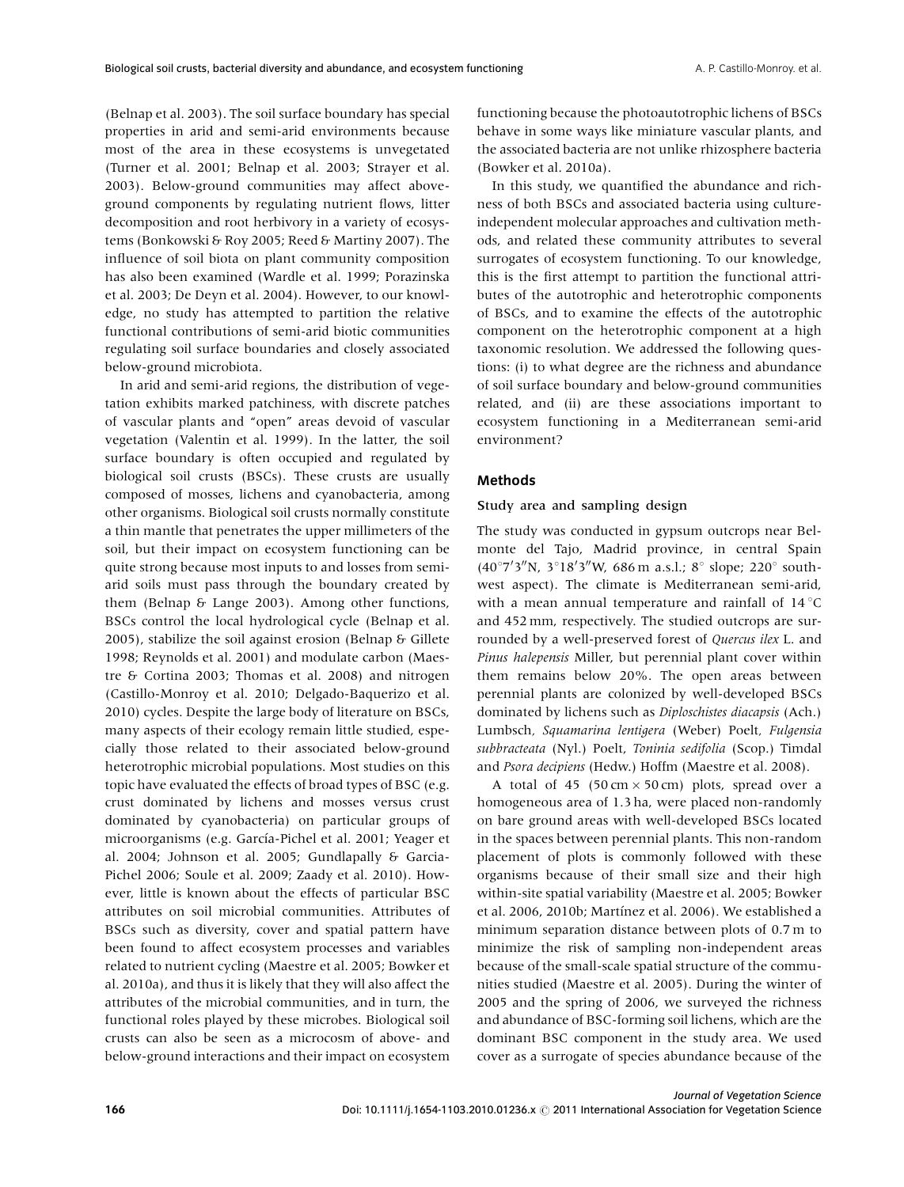(Belnap et al. 2003). The soil surface boundary has special properties in arid and semi-arid environments because most of the area in these ecosystems is unvegetated (Turner et al. 2001; Belnap et al. 2003; Strayer et al. 2003). Below-ground communities may affect above-ground components by regulating nutrient flows, litter decomposition and root herbivory in a variety of ecosystems (Bonkowski & Roy 2005; Reed & Martiny 2007). The influence of soil biota on plant community composition has also been examined (Wardle et al. 1999; Porazinska et al. 2003; De Deyn et al. 2004). However, to our knowledge, no study has attempted to partition the relative functional contributions of semi-arid biotic communities regulating soil surface boundaries and closely associated below-ground microbiota.

In arid and semi-arid regions, the distribution of vegetation exhibits marked patchiness, with discrete patches of vascular plants and "open" areas devoid of vascular vegetation (Valentin et al. 1999). In the latter, the soil surface boundary is often occupied and regulated by biological soil crusts (BSCs). These crusts are usually composed of mosses, lichens and cyanobacteria, among other organisms. Biological soil crusts normally constitute a thin mantle that penetrates the upper millimeters of the soil, but their impact on ecosystem functioning can be quite strong because most inputs to and losses from semi-arid soils must pass through the boundary created by them (Belnap & Lange 2003). Among other functions, BSCs control the local hydrological cycle (Belnap et al. 2005), stabilize the soil against erosion (Belnap & Gillete 1998; Reynolds et al. 2001) and modulate carbon (Maestre & Cortina 2003; Thomas et al. 2008) and nitrogen (Castillo-Monroy et al. 2010; Delgado-Baquerizo et al. 2010) cycles. Despite the large body of literature on BSCs, many aspects of their ecology remain little studied, especially those related to their associated below-ground heterotrophic microbial populations. Most studies on this topic have evaluated the effects of broad types of BSC (e.g. crust dominated by lichens and mosses versus crust dominated by cyanobacteria) on particular groups of microorganisms (e.g. García-Pichel et al. 2001; Yeager et al. 2004; Johnson et al. 2005; Gundlapally & Garcia-Pichel 2006; Soule et al. 2009; Zaady et al. 2010). However, little is known about the effects of particular BSC attributes on soil microbial communities. Attributes of BSCs such as diversity, cover and spatial pattern have been found to affect ecosystem processes and variables related to nutrient cycling (Maestre et al. 2005; Bowker et al. 2010a), and thus it is likely that they will also affect the attributes of the microbial communities, and in turn, the functional roles played by these microbes. Biological soil crusts can also be seen as a microcosm of above- and below-ground interactions and their impact on ecosystem functioning because the photoautotrophic lichens of BSCs behave in some ways like miniature vascular plants, and the associated bacteria are not unlike rhizosphere bacteria (Bowker et al. 2010a).

In this study, we quantified the abundance and richness of both BSCs and associated bacteria using culture-independent molecular approaches and cultivation methods, and related these community attributes to several surrogates of ecosystem functioning. To our knowledge, this is the first attempt to partition the functional attributes of the autotrophic and heterotrophic components of BSCs, and to examine the effects of the autotrophic component on the heterotrophic component at a high taxonomic resolution. We addressed the following questions: (i) to what degree are the richness and abundance of soil surface boundary and below-ground communities related, and (ii) are these associations important to ecosystem functioning in a Mediterranean semi-arid environment?

## Methods

### Study area and sampling design

The study was conducted in gypsum outcrops near Belmonte del Tajo, Madrid province, in central Spain (40°7′3″N, 3°18′3″W, 686 m a.s.l.; 8° slope; 220° south-west aspect). The climate is Mediterranean semi-arid, with a mean annual temperature and rainfall of 14 °C and 452 mm, respectively. The studied outcrops are surrounded by a well-preserved forest of *Quercus ilex* L. and *Pinus halepensis* Miller, but perennial plant cover within them remains below 20%. The open areas between perennial plants are colonized by well-developed BSCs dominated by lichens such as *Diploschistes diacapsis* (Ach.) Lumbsch, *Squamarina lentigera* (Weber) Poelt, *Fulgensia subbracteata* (Nyl.) Poelt, *Toninia sedifolia* (Scop.) Timdal and *Psora decipiens* (Hedw.) Hoffm (Maestre et al. 2008).

A total of 45 (50 cm × 50 cm) plots, spread over a homogeneous area of 1.3 ha, were placed non-randomly on bare ground areas with well-developed BSCs located in the spaces between perennial plants. This non-random placement of plots is commonly followed with these organisms because of their small size and their high within-site spatial variability (Maestre et al. 2005; Bowker et al. 2006, 2010b; Martínez et al. 2006). We established a minimum separation distance between plots of 0.7 m to minimize the risk of sampling non-independent areas because of the small-scale spatial structure of the communities studied (Maestre et al. 2005). During the winter of 2005 and the spring of 2006, we surveyed the richness and abundance of BSC-forming soil lichens, which are the dominant BSC component in the study area. We used cover as a surrogate of species abundance because of the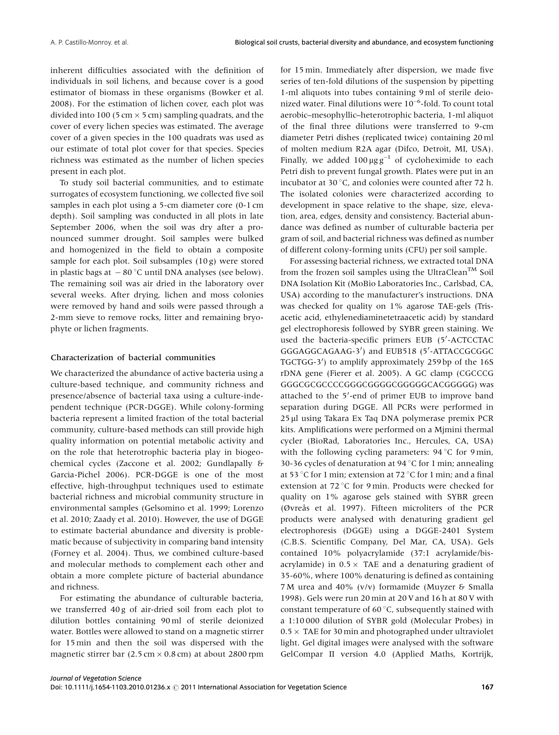inherent difficulties associated with the definition of individuals in soil lichens, and because cover is a good estimator of biomass in these organisms (Bowker et al. 2008). For the estimation of lichen cover, each plot was divided into 100 (5 cm × 5 cm) sampling quadrats, and the cover of every lichen species was estimated. The average cover of a given species in the 100 quadrats was used as our estimate of total plot cover for that species. Species richness was estimated as the number of lichen species present in each plot.

To study soil bacterial communities, and to estimate surrogates of ecosystem functioning, we collected five soil samples in each plot using a 5-cm diameter core (0-1 cm depth). Soil sampling was conducted in all plots in late September 2006, when the soil was dry after a pronounced summer drought. Soil samples were bulked and homogenized in the field to obtain a composite sample for each plot. Soil subsamples (10 g) were stored in plastic bags at − 80 °C until DNA analyses (see below). The remaining soil was air dried in the laboratory over several weeks. After drying, lichen and moss colonies were removed by hand and soils were passed through a 2-mm sieve to remove rocks, litter and remaining bryophyte or lichen fragments.

### Characterization of bacterial communities

We characterized the abundance of active bacteria using a culture-based technique, and community richness and presence/absence of bacterial taxa using a culture-independent technique (PCR-DGGE). While colony-forming bacteria represent a limited fraction of the total bacterial community, culture-based methods can still provide high quality information on potential metabolic activity and on the role that heterotrophic bacteria play in biogeochemical cycles (Zaccone et al. 2002; Gundlapally & Garcia-Pichel 2006). PCR-DGGE is one of the most effective, high-throughput techniques used to estimate bacterial richness and microbial community structure in environmental samples (Gelsomino et al. 1999; Lorenzo et al. 2010; Zaady et al. 2010). However, the use of DGGE to estimate bacterial abundance and diversity is problematic because of subjectivity in comparing band intensity (Forney et al. 2004). Thus, we combined culture-based and molecular methods to complement each other and obtain a more complete picture of bacterial abundance and richness.

For estimating the abundance of culturable bacteria, we transferred 40 g of air-dried soil from each plot to dilution bottles containing 90 ml of sterile deionized water. Bottles were allowed to stand on a magnetic stirrer for 15 min and then the soil was dispersed with the magnetic stirrer bar (2.5 cm × 0.8 cm) at about 2800 rpm for 15 min. Immediately after dispersion, we made five series of ten-fold dilutions of the suspension by pipetting 1-ml aliquots into tubes containing 9 ml of sterile deionized water. Final dilutions were $10^{-6}$-fold. To count total aerobic–mesophyllic–heterotrophic bacteria, 1-ml aliquot of the final three dilutions were transferred to 9-cm diameter Petri dishes (replicated twice) containing 20 ml of molten medium R2A agar (Difco, Detroit, MI, USA). Finally, we added 100 $\mu g\,g^{-1}$ of cycloheximide to each Petri dish to prevent fungal growth. Plates were put in an incubator at 30 °C, and colonies were counted after 72 h. The isolated colonies were characterized according to development in space relative to the shape, size, elevation, area, edges, density and consistency. Bacterial abundance was defined as number of culturable bacteria per gram of soil, and bacterial richness was defined as number of different colony-forming units (CFU) per soil sample.

For assessing bacterial richness, we extracted total DNA from the frozen soil samples using the UltraClean™ Soil DNA Isolation Kit (MoBio Laboratories Inc., Carlsbad, CA, USA) according to the manufacturer's instructions. DNA was checked for quality on 1% agarose TAE-gels (Tris-acetic acid, ethylenediaminetetraacetic acid) by standard gel electrophoresis followed by SYBR green staining. We used the bacteria-specific primers EUB (5′-ACTCCTAC GGGAGGCAGAAG-3′) and EUB518 (5′-ATTACCGCGGC TGCTGG-3′) to amplify approximately 259 bp of the 16S rDNA gene (Fierer et al. 2005). A GC clamp (CGCCCG GGGCGCGCCCCGGGCGGGGCGGGGGCACGGGGG) was attached to the 5′-end of primer EUB to improve band separation during DGGE. All PCRs were performed in 25 µl using Takara Ex Taq DNA polymerase premix PCR kits. Amplifications were performed on a Mjmini thermal cycler (BioRad, Laboratories Inc., Hercules, CA, USA) with the following cycling parameters: 94 °C for 9 min, 30-36 cycles of denaturation at 94 °C for 1 min; annealing at 53 °C for 1 min; extension at 72 °C for 1 min; and a final extension at 72 °C for 9 min. Products were checked for quality on 1% agarose gels stained with SYBR green (Øvreås et al. 1997). Fifteen microliters of the PCR products were analysed with denaturing gradient gel electrophoresis (DGGE) using a DGGE-2401 System (C.B.S. Scientific Company, Del Mar, CA, USA). Gels contained 10% polyacrylamide (37:1 acrylamide/bis-acrylamide) in 0.5 × TAE and a denaturing gradient of 35-60%, where 100% denaturing is defined as containing 7 M urea and 40% (v/v) formamide (Muyzer & Smalla 1998). Gels were run 20 min at 20 V and 16 h at 80 V with constant temperature of 60 °C, subsequently stained with a 1:10 000 dilution of SYBR gold (Molecular Probes) in 0.5 × TAE for 30 min and photographed under ultraviolet light. Gel digital images were analysed with the software GelCompar II version 4.0 (Applied Maths, Kortrijk,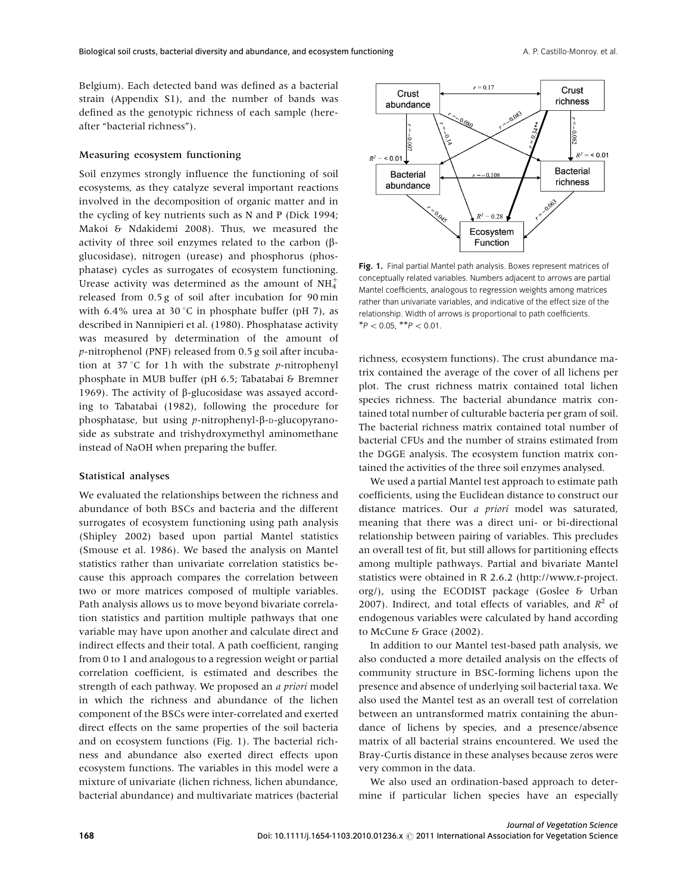Belgium). Each detected band was defined as a bacterial strain (Appendix S1), and the number of bands was defined as the genotypic richness of each sample (hereafter "bacterial richness").

### Measuring ecosystem functioning

Soil enzymes strongly influence the functioning of soil ecosystems, as they catalyze several important reactions involved in the decomposition of organic matter and in the cycling of key nutrients such as N and P (Dick 1994; Makoi & Ndakidemi 2008). Thus, we measured the activity of three soil enzymes related to the carbon (β-glucosidase), nitrogen (urease) and phosphorus (phosphatase) cycles as surrogates of ecosystem functioning. Urease activity was determined as the amount of $NH_4^+$ released from 0.5 g of soil after incubation for 90 min with 6.4% urea at 30 °C in phosphate buffer (pH 7), as described in Nannipieri et al. (1980). Phosphatase activity was measured by determination of the amount of *p*-nitrophenol (PNF) released from 0.5 g soil after incubation at 37 °C for 1 h with the substrate *p*-nitrophenyl phosphate in MUB buffer (pH 6.5; Tabatabai & Bremner 1969). The activity of β-glucosidase was assayed according to Tabatabai (1982), following the procedure for phosphatase, but using *p*-nitrophenyl-β-D-glucopyranoside as substrate and trishydroxymethyl aminomethane instead of NaOH when preparing the buffer.

### Statistical analyses

We evaluated the relationships between the richness and abundance of both BSCs and bacteria and the different surrogates of ecosystem functioning using path analysis (Shipley 2002) based upon partial Mantel statistics (Smouse et al. 1986). We based the analysis on Mantel statistics rather than univariate correlation statistics because this approach compares the correlation between two or more matrices composed of multiple variables. Path analysis allows us to move beyond bivariate correlation statistics and partition multiple pathways that one variable may have upon another and calculate direct and indirect effects and their total. A path coefficient, ranging from 0 to 1 and analogous to a regression weight or partial correlation coefficient, is estimated and describes the strength of each pathway. We proposed an *a priori* model in which the richness and abundance of the lichen component of the BSCs were inter-correlated and exerted direct effects on the same properties of the soil bacteria and on ecosystem functions (Fig. 1). The bacterial richness and abundance also exerted direct effects upon ecosystem functions. The variables in this model were a mixture of univariate (lichen richness, lichen abundance, bacterial abundance) and multivariate matrices (bacterial richness, ecosystem functions). The crust abundance matrix contained the average of the cover of all lichens per plot. The crust richness matrix contained total lichen species richness. The bacterial abundance matrix contained total number of culturable bacteria per gram of soil. The bacterial richness matrix contained total number of bacterial CFUs and the number of strains estimated from the DGGE analysis. The ecosystem function matrix contained the activities of the three soil enzymes analysed.

**Fig. 1.** Final partial Mantel path analysis. Boxes represent matrices of conceptually related variables. Numbers adjacent to arrows are partial Mantel coefficients, analogous to regression weights among matrices rather than univariate variables, and indicative of the effect size of the relationship. Width of arrows is proportional to path coefficients. $^*P < 0.05$, $^{**}P < 0.01$.

We used a partial Mantel test approach to estimate path coefficients, using the Euclidean distance to construct our distance matrices. Our *a priori* model was saturated, meaning that there was a direct uni- or bi-directional relationship between pairing of variables. This precludes an overall test of fit, but still allows for partitioning effects among multiple pathways. Partial and bivariate Mantel statistics were obtained in R 2.6.2 (http://www.r-project.org/), using the ECODIST package (Goslee & Urban 2007). Indirect, and total effects of variables, and $R^2$ of endogenous variables were calculated by hand according to McCune & Grace (2002).

In addition to our Mantel test-based path analysis, we also conducted a more detailed analysis on the effects of community structure in BSC-forming lichens upon the presence and absence of underlying soil bacterial taxa. We also used the Mantel test as an overall test of correlation between an untransformed matrix containing the abundance of lichens by species, and a presence/absence matrix of all bacterial strains encountered. We used the Bray-Curtis distance in these analyses because zeros were very common in the data.

We also used an ordination-based approach to determine if particular lichen species have an especially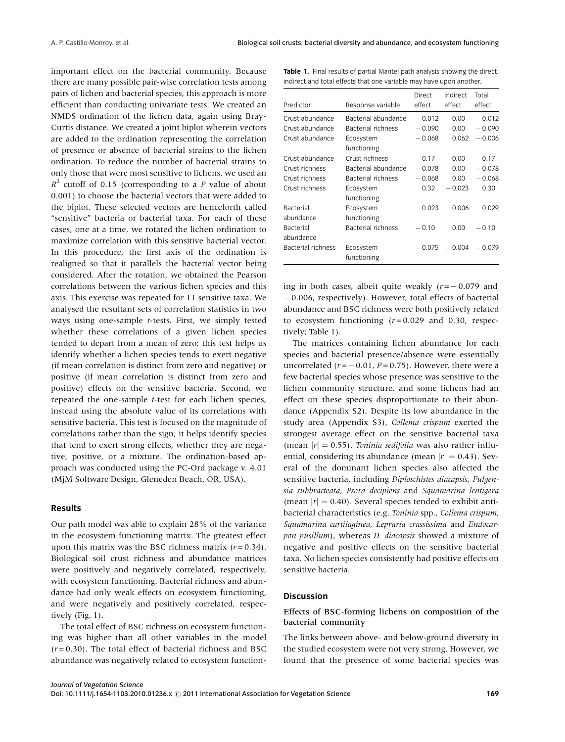important effect on the bacterial community. Because there are many possible pair-wise correlation tests among pairs of lichen and bacterial species, this approach is more efficient than conducting univariate tests. We created an NMDS ordination of the lichen data, again using Bray-Curtis distance. We created a joint biplot wherein vectors are added to the ordination representing the correlation of presence or absence of bacterial strains to the lichen ordination. To reduce the number of bacterial strains to only those that were most sensitive to lichens, we used an $R^2$ cutoff of 0.15 (corresponding to a $P$ value of about 0.001) to choose the bacterial vectors that were added to the biplot. These selected vectors are henceforth called "sensitive" bacteria or bacterial taxa. For each of these cases, one at a time, we rotated the lichen ordination to maximize correlation with this sensitive bacterial vector. In this procedure, the first axis of the ordination is realigned so that it parallels the bacterial vector being considered. After the rotation, we obtained the Pearson correlations between the various lichen species and this axis. This exercise was repeated for 11 sensitive taxa. We analysed the resultant sets of correlation statistics in two ways using one-sample $t$-tests. First, we simply tested whether these correlations of a given lichen species tended to depart from a mean of zero; this test helps us identify whether a lichen species tends to exert negative (if mean correlation is distinct from zero and negative) or positive (if mean correlation is distinct from zero and positive) effects on the sensitive bacteria. Second, we repeated the one-sample $t$-test for each lichen species, instead using the absolute value of its correlations with sensitive bacteria. This test is focused on the magnitude of correlations rather than the sign; it helps identify species that tend to exert strong effects, whether they are negative, positive, or a mixture. The ordination-based approach was conducted using the PC-Ord package v. 4.01 (MjM Software Design, Gleneden Beach, OR, USA).

## Results

Our path model was able to explain 28% of the variance in the ecosystem functioning matrix. The greatest effect upon this matrix was the BSC richness matrix ($r = 0.34$). Biological soil crust richness and abundance matrices were positively and negatively correlated, respectively, with ecosystem functioning. Bacterial richness and abundance had only weak effects on ecosystem functioning, and were negatively and positively correlated, respectively (Fig. 1).

The total effect of BSC richness on ecosystem functioning was higher than all other variables in the model ($r = 0.30$). The total effect of bacterial richness and BSC abundance was negatively related to ecosystem functioning in both cases, albeit quite weakly ($r = -0.079$ and $-0.006$, respectively). However, total effects of bacterial abundance and BSC richness were both positively related to ecosystem functioning ($r = 0.029$ and 0.30, respectively; Table 1).

**Table 1.** Final results of partial Mantel path analysis showing the direct, indirect and total effects that one variable may have upon another.

| Predictor | Response variable | Direct effect | Indirect effect | Total effect |
|---|---|---|---|---|
| Crust abundance | Bacterial abundance | −0.012 | 0.00 | −0.012 |
| Crust abundance | Bacterial richness | −0.090 | 0.00 | −0.090 |
| Crust abundance | Ecosystem functioning | −0.068 | 0.062 | −0.006 |
| Crust abundance | Crust richness | 0.17 | 0.00 | 0.17 |
| Crust richness | Bacterial abundance | −0.078 | 0.00 | −0.078 |
| Crust richness | Bacterial richness | −0.068 | 0.00 | −0.068 |
| Crust richness | Ecosystem functioning | 0.32 | −0.023 | 0.30 |
| Bacterial abundance | Ecosystem functioning | 0.023 | 0.006 | 0.029 |
| Bacterial abundance | Bacterial richness | −0.10 | 0.00 | −0.10 |
| Bacterial richness | Ecosystem functioning | −0.075 | −0.004 | −0.079 |

The matrices containing lichen abundance for each species and bacterial presence/absence were essentially uncorrelated ($r = -0.01$, $P = 0.75$). However, there were a few bacterial species whose presence was sensitive to the lichen community structure, and some lichens had an effect on these species disproportionate to their abundance (Appendix S2). Despite its low abundance in the study area (Appendix S3), *Collema crispum* exerted the strongest average effect on the sensitive bacterial taxa (mean $|r| = 0.55$). *Toninia sedifolia* was also rather influential, considering its abundance (mean $|r| = 0.43$). Several of the dominant lichen species also affected the sensitive bacteria, including *Diploschistes diacapsis*, *Fulgensia subbracteata*, *Psora decipiens* and *Squamarina lentigera* (mean $|r| = 0.40$). Several species tended to exhibit anti-bacterial characteristics (e.g. *Toninia* spp., *Collema crispum, Squamarina cartilaginea, Lepraria crassissima* and *Endocarpon pusillum*), whereas *D. diacapsis* showed a mixture of negative and positive effects on the sensitive bacterial taxa. No lichen species consistently had positive effects on sensitive bacteria.

## Discussion

### Effects of BSC-forming lichens on composition of the bacterial community

The links between above- and below-ground diversity in the studied ecosystem were not very strong. However, we found that the presence of some bacterial species was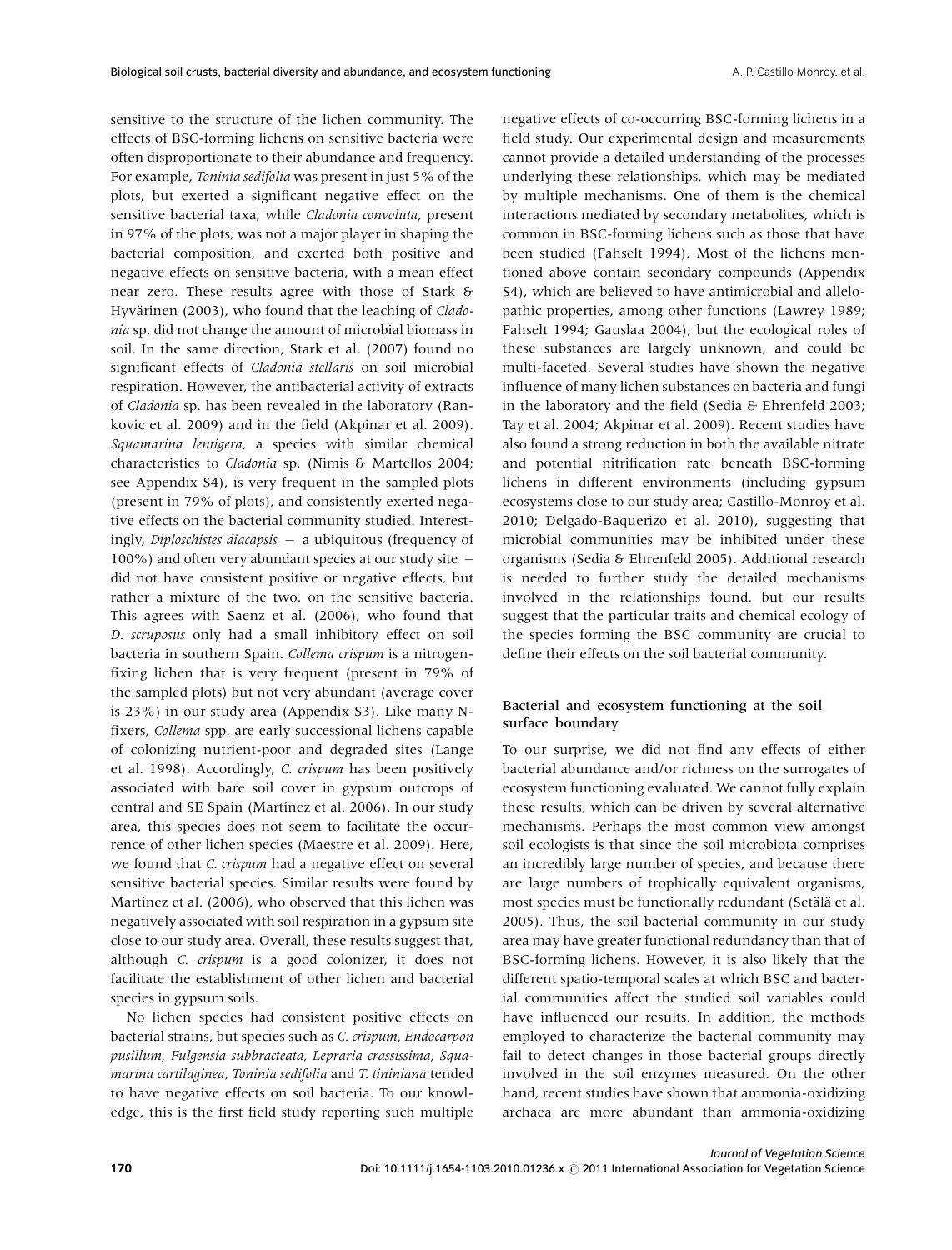sensitive to the structure of the lichen community. The effects of BSC-forming lichens on sensitive bacteria were often disproportionate to their abundance and frequency. For example, *Toninia sedifolia* was present in just 5% of the plots, but exerted a significant negative effect on the sensitive bacterial taxa, while *Cladonia convoluta*, present in 97% of the plots, was not a major player in shaping the bacterial composition, and exerted both positive and negative effects on sensitive bacteria, with a mean effect near zero. These results agree with those of Stark & Hyvärinen (2003), who found that the leaching of *Cladonia* sp. did not change the amount of microbial biomass in soil. In the same direction, Stark et al. (2007) found no significant effects of *Cladonia stellaris* on soil microbial respiration. However, the antibacterial activity of extracts of *Cladonia* sp. has been revealed in the laboratory (Rankovic et al. 2009) and in the field (Akpinar et al. 2009). *Squamarina lentigera*, a species with similar chemical characteristics to *Cladonia* sp. (Nimis & Martellos 2004; see Appendix S4), is very frequent in the sampled plots (present in 79% of plots), and consistently exerted negative effects on the bacterial community studied. Interestingly, *Diploschistes diacapsis* – a ubiquitous (frequency of 100%) and often very abundant species at our study site – did not have consistent positive or negative effects, but rather a mixture of the two, on the sensitive bacteria. This agrees with Saenz et al. (2006), who found that *D. scruposus* only had a small inhibitory effect on soil bacteria in southern Spain. *Collema crispum* is a nitrogen-fixing lichen that is very frequent (present in 79% of the sampled plots) but not very abundant (average cover is 23%) in our study area (Appendix S3). Like many N-fixers, *Collema* spp. are early successional lichens capable of colonizing nutrient-poor and degraded sites (Lange et al. 1998). Accordingly, *C. crispum* has been positively associated with bare soil cover in gypsum outcrops of central and SE Spain (Martínez et al. 2006). In our study area, this species does not seem to facilitate the occurrence of other lichen species (Maestre et al. 2009). Here, we found that *C. crispum* had a negative effect on several sensitive bacterial species. Similar results were found by Martínez et al. (2006), who observed that this lichen was negatively associated with soil respiration in a gypsum site close to our study area. Overall, these results suggest that, although *C. crispum* is a good colonizer, it does not facilitate the establishment of other lichen and bacterial species in gypsum soils.

No lichen species had consistent positive effects on bacterial strains, but species such as *C. crispum*, *Endocarpon pusillum*, *Fulgensia subbracteata*, *Lepraria crassissima*, *Squamarina cartilaginea*, *Toninia sedifolia* and *T. tininiana* tended to have negative effects on soil bacteria. To our knowledge, this is the first field study reporting such multiple negative effects of co-occurring BSC-forming lichens in a field study. Our experimental design and measurements cannot provide a detailed understanding of the processes underlying these relationships, which may be mediated by multiple mechanisms. One of them is the chemical interactions mediated by secondary metabolites, which is common in BSC-forming lichens such as those that have been studied (Fahselt 1994). Most of the lichens mentioned above contain secondary compounds (Appendix S4), which are believed to have antimicrobial and allelopathic properties, among other functions (Lawrey 1989; Fahselt 1994; Gauslaa 2004), but the ecological roles of these substances are largely unknown, and could be multi-faceted. Several studies have shown the negative influence of many lichen substances on bacteria and fungi in the laboratory and the field (Sedia & Ehrenfeld 2003; Tay et al. 2004; Akpinar et al. 2009). Recent studies have also found a strong reduction in both the available nitrate and potential nitrification rate beneath BSC-forming lichens in different environments (including gypsum ecosystems close to our study area; Castillo-Monroy et al. 2010; Delgado-Baquerizo et al. 2010), suggesting that microbial communities may be inhibited under these organisms (Sedia & Ehrenfeld 2005). Additional research is needed to further study the detailed mechanisms involved in the relationships found, but our results suggest that the particular traits and chemical ecology of the species forming the BSC community are crucial to define their effects on the soil bacterial community.

### Bacterial and ecosystem functioning at the soil surface boundary

To our surprise, we did not find any effects of either bacterial abundance and/or richness on the surrogates of ecosystem functioning evaluated. We cannot fully explain these results, which can be driven by several alternative mechanisms. Perhaps the most common view amongst soil ecologists is that since the soil microbiota comprises an incredibly large number of species, and because there are large numbers of trophically equivalent organisms, most species must be functionally redundant (Setälä et al. 2005). Thus, the soil bacterial community in our study area may have greater functional redundancy than that of BSC-forming lichens. However, it is also likely that the different spatio-temporal scales at which BSC and bacterial communities affect the studied soil variables could have influenced our results. In addition, the methods employed to characterize the bacterial community may fail to detect changes in those bacterial groups directly involved in the soil enzymes measured. On the other hand, recent studies have shown that ammonia-oxidizing archaea are more abundant than ammonia-oxidizing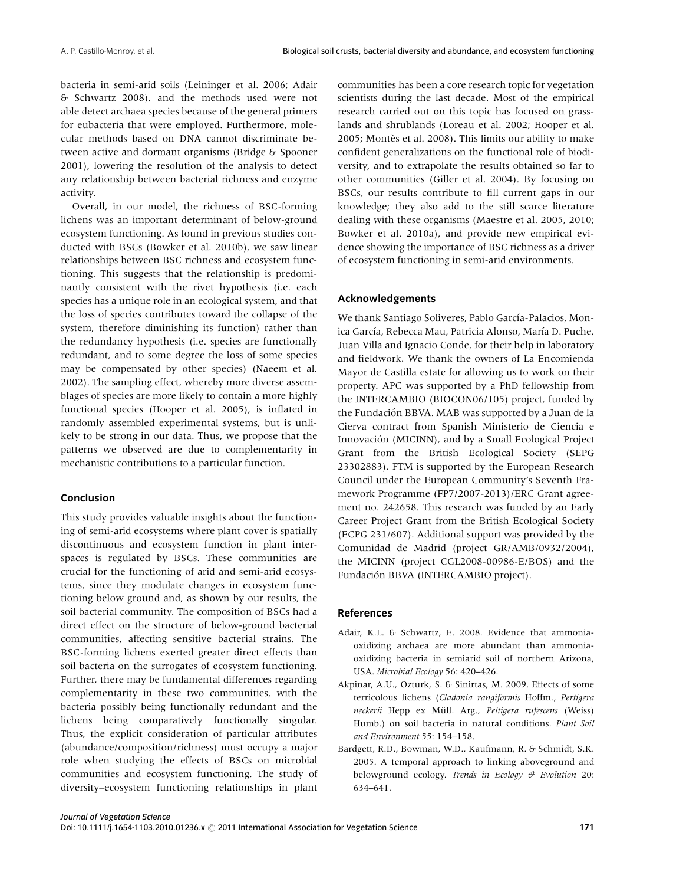bacteria in semi-arid soils (Leininger et al. 2006; Adair & Schwartz 2008), and the methods used were not able detect archaea species because of the general primers for eubacteria that were employed. Furthermore, molecular methods based on DNA cannot discriminate between active and dormant organisms (Bridge & Spooner 2001), lowering the resolution of the analysis to detect any relationship between bacterial richness and enzyme activity.

Overall, in our model, the richness of BSC-forming lichens was an important determinant of below-ground ecosystem functioning. As found in previous studies conducted with BSCs (Bowker et al. 2010b), we saw linear relationships between BSC richness and ecosystem functioning. This suggests that the relationship is predominantly consistent with the rivet hypothesis (i.e. each species has a unique role in an ecological system, and that the loss of species contributes toward the collapse of the system, therefore diminishing its function) rather than the redundancy hypothesis (i.e. species are functionally redundant, and to some degree the loss of some species may be compensated by other species) (Naeem et al. 2002). The sampling effect, whereby more diverse assemblages of species are more likely to contain a more highly functional species (Hooper et al. 2005), is inflated in randomly assembled experimental systems, but is unlikely to be strong in our data. Thus, we propose that the patterns we observed are due to complementarity in mechanistic contributions to a particular function.

## Conclusion

This study provides valuable insights about the functioning of semi-arid ecosystems where plant cover is spatially discontinuous and ecosystem function in plant interspaces is regulated by BSCs. These communities are crucial for the functioning of arid and semi-arid ecosystems, since they modulate changes in ecosystem functioning below ground and, as shown by our results, the soil bacterial community. The composition of BSCs had a direct effect on the structure of below-ground bacterial communities, affecting sensitive bacterial strains. The BSC-forming lichens exerted greater direct effects than soil bacteria on the surrogates of ecosystem functioning. Further, there may be fundamental differences regarding complementarity in these two communities, with the bacteria possibly being functionally redundant and the lichens being comparatively functionally singular. Thus, the explicit consideration of particular attributes (abundance/composition/richness) must occupy a major role when studying the effects of BSCs on microbial communities and ecosystem functioning. The study of diversity–ecosystem functioning relationships in plant communities has been a core research topic for vegetation scientists during the last decade. Most of the empirical research carried out on this topic has focused on grasslands and shrublands (Loreau et al. 2002; Hooper et al. 2005; Montès et al. 2008). This limits our ability to make confident generalizations on the functional role of biodiversity, and to extrapolate the results obtained so far to other communities (Giller et al. 2004). By focusing on BSCs, our results contribute to fill current gaps in our knowledge; they also add to the still scarce literature dealing with these organisms (Maestre et al. 2005, 2010; Bowker et al. 2010a), and provide new empirical evidence showing the importance of BSC richness as a driver of ecosystem functioning in semi-arid environments.

## Acknowledgements

We thank Santiago Soliveres, Pablo García-Palacios, Monica García, Rebecca Mau, Patricia Alonso, María D. Puche, Juan Villa and Ignacio Conde, for their help in laboratory and fieldwork. We thank the owners of La Encomienda Mayor de Castilla estate for allowing us to work on their property. APC was supported by a PhD fellowship from the INTERCAMBIO (BIOCON06/105) project, funded by the Fundación BBVA. MAB was supported by a Juan de la Cierva contract from Spanish Ministerio de Ciencia e Innovación (MICINN), and by a Small Ecological Project Grant from the British Ecological Society (SEPG 23302883). FTM is supported by the European Research Council under the European Community's Seventh Framework Programme (FP7/2007-2013)/ERC Grant agreement no. 242658. This research was funded by an Early Career Project Grant from the British Ecological Society (ECPG 231/607). Additional support was provided by the Comunidad de Madrid (project GR/AMB/0932/2004), the MICINN (project CGL2008-00986-E/BOS) and the Fundación BBVA (INTERCAMBIO project).

## References

Adair, K.L. & Schwartz, E. 2008. Evidence that ammonia-oxidizing archaea are more abundant than ammonia-oxidizing bacteria in semiarid soil of northern Arizona, USA. *Microbial Ecology* 56: 420–426.

Akpinar, A.U., Ozturk, S. & Sinirtas, M. 2009. Effects of some terricolous lichens (*Cladonia rangiformis* Hoffm., *Pertigera neckerii* Hepp ex Müll. Arg., *Peltigera rufescens* (Weiss) Humb.) on soil bacteria in natural conditions. *Plant Soil and Environment* 55: 154–158.

Bardgett, R.D., Bowman, W.D., Kaufmann, R. & Schmidt, S.K. 2005. A temporal approach to linking aboveground and belowground ecology. *Trends in Ecology & Evolution* 20: 634–641.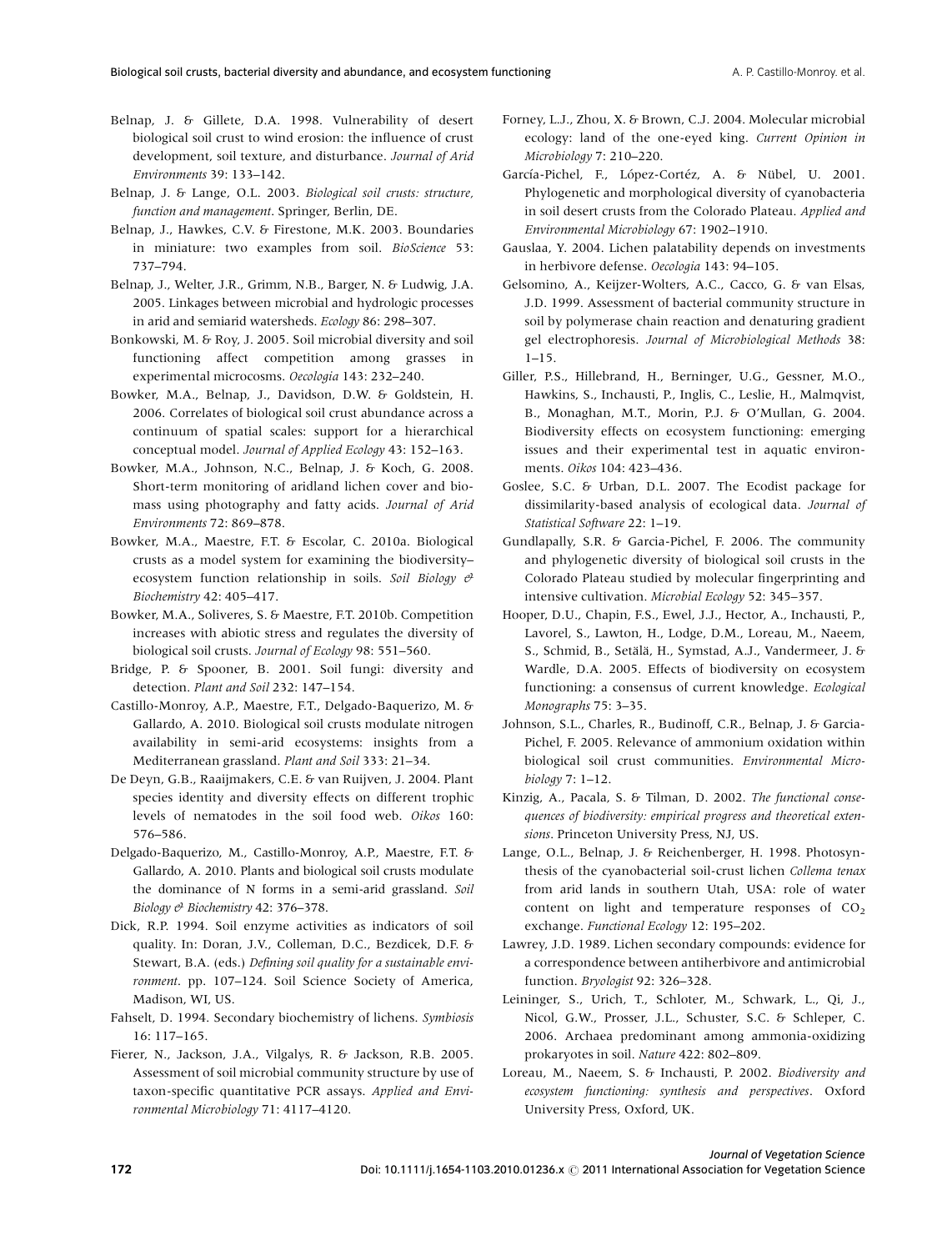Belnap, J. & Gillete, D.A. 1998. Vulnerability of desert biological soil crust to wind erosion: the influence of crust development, soil texture, and disturbance. *Journal of Arid Environments* 39: 133–142.

Belnap, J. & Lange, O.L. 2003. *Biological soil crusts: structure, function and management*. Springer, Berlin, DE.

Belnap, J., Hawkes, C.V. & Firestone, M.K. 2003. Boundaries in miniature: two examples from soil. *BioScience* 53: 737–794.

Belnap, J., Welter, J.R., Grimm, N.B., Barger, N. & Ludwig, J.A. 2005. Linkages between microbial and hydrologic processes in arid and semiarid watersheds. *Ecology* 86: 298–307.

Bonkowski, M. & Roy, J. 2005. Soil microbial diversity and soil functioning affect competition among grasses in experimental microcosms. *Oecologia* 143: 232–240.

Bowker, M.A., Belnap, J., Davidson, D.W. & Goldstein, H. 2006. Correlates of biological soil crust abundance across a continuum of spatial scales: support for a hierarchical conceptual model. *Journal of Applied Ecology* 43: 152–163.

Bowker, M.A., Johnson, N.C., Belnap, J. & Koch, G. 2008. Short-term monitoring of aridland lichen cover and biomass using photography and fatty acids. *Journal of Arid Environments* 72: 869–878.

Bowker, M.A., Maestre, F.T. & Escolar, C. 2010a. Biological crusts as a model system for examining the biodiversity–ecosystem function relationship in soils. *Soil Biology & Biochemistry* 42: 405–417.

Bowker, M.A., Soliveres, S. & Maestre, F.T. 2010b. Competition increases with abiotic stress and regulates the diversity of biological soil crusts. *Journal of Ecology* 98: 551–560.

Bridge, P. & Spooner, B. 2001. Soil fungi: diversity and detection. *Plant and Soil* 232: 147–154.

Castillo-Monroy, A.P., Maestre, F.T., Delgado-Baquerizo, M. & Gallardo, A. 2010. Biological soil crusts modulate nitrogen availability in semi-arid ecosystems: insights from a Mediterranean grassland. *Plant and Soil* 333: 21–34.

De Deyn, G.B., Raaijmakers, C.E. & van Ruijven, J. 2004. Plant species identity and diversity effects on different trophic levels of nematodes in the soil food web. *Oikos* 160: 576–586.

Delgado-Baquerizo, M., Castillo-Monroy, A.P., Maestre, F.T. & Gallardo, A. 2010. Plants and biological soil crusts modulate the dominance of N forms in a semi-arid grassland. *Soil Biology & Biochemistry* 42: 376–378.

Dick, R.P. 1994. Soil enzyme activities as indicators of soil quality. In: Doran, J.V., Colleman, D.C., Bezdicek, D.F. & Stewart, B.A. (eds.) *Defining soil quality for a sustainable environment*. pp. 107–124. Soil Science Society of America, Madison, WI, US.

Fahselt, D. 1994. Secondary biochemistry of lichens. *Symbiosis* 16: 117–165.

Fierer, N., Jackson, J.A., Vilgalys, R. & Jackson, R.B. 2005. Assessment of soil microbial community structure by use of taxon-specific quantitative PCR assays. *Applied and Environmental Microbiology* 71: 4117–4120.

Forney, L.J., Zhou, X. & Brown, C.J. 2004. Molecular microbial ecology: land of the one-eyed king. *Current Opinion in Microbiology* 7: 210–220.

García-Pichel, F., López-Cortéz, A. & Nübel, U. 2001. Phylogenetic and morphological diversity of cyanobacteria in soil desert crusts from the Colorado Plateau. *Applied and Environmental Microbiology* 67: 1902–1910.

Gauslaa, Y. 2004. Lichen palatability depends on investments in herbivore defense. *Oecologia* 143: 94–105.

Gelsomino, A., Keijzer-Wolters, A.C., Cacco, G. & van Elsas, J.D. 1999. Assessment of bacterial community structure in soil by polymerase chain reaction and denaturing gradient gel electrophoresis. *Journal of Microbiological Methods* 38: 1–15.

Giller, P.S., Hillebrand, H., Berninger, U.G., Gessner, M.O., Hawkins, S., Inchausti, P., Inglis, C., Leslie, H., Malmqvist, B., Monaghan, M.T., Morin, P.J. & O'Mullan, G. 2004. Biodiversity effects on ecosystem functioning: emerging issues and their experimental test in aquatic environments. *Oikos* 104: 423–436.

Goslee, S.C. & Urban, D.L. 2007. The Ecodist package for dissimilarity-based analysis of ecological data. *Journal of Statistical Software* 22: 1–19.

Gundlapally, S.R. & Garcia-Pichel, F. 2006. The community and phylogenetic diversity of biological soil crusts in the Colorado Plateau studied by molecular fingerprinting and intensive cultivation. *Microbial Ecology* 52: 345–357.

Hooper, D.U., Chapin, F.S., Ewel, J.J., Hector, A., Inchausti, P., Lavorel, S., Lawton, H., Lodge, D.M., Loreau, M., Naeem, S., Schmid, B., Setälä, H., Symstad, A.J., Vandermeer, J. & Wardle, D.A. 2005. Effects of biodiversity on ecosystem functioning: a consensus of current knowledge. *Ecological Monographs* 75: 3–35.

Johnson, S.L., Charles, R., Budinoff, C.R., Belnap, J. & Garcia-Pichel, F. 2005. Relevance of ammonium oxidation within biological soil crust communities. *Environmental Microbiology* 7: 1–12.

Kinzig, A., Pacala, S. & Tilman, D. 2002. *The functional consequences of biodiversity: empirical progress and theoretical extensions*. Princeton University Press, NJ, US.

Lange, O.L., Belnap, J. & Reichenberger, H. 1998. Photosynthesis of the cyanobacterial soil-crust lichen *Collema tenax* from arid lands in southern Utah, USA: role of water content on light and temperature responses of $CO_2$ exchange. *Functional Ecology* 12: 195–202.

Lawrey, J.D. 1989. Lichen secondary compounds: evidence for a correspondence between antiherbivore and antimicrobial function. *Bryologist* 92: 326–328.

Leininger, S., Urich, T., Schloter, M., Schwark, L., Qi, J., Nicol, G.W., Prosser, J.L., Schuster, S.C. & Schleper, C. 2006. Archaea predominant among ammonia-oxidizing prokaryotes in soil. *Nature* 422: 802–809.

Loreau, M., Naeem, S. & Inchausti, P. 2002. *Biodiversity and ecosystem functioning: synthesis and perspectives*. Oxford University Press, Oxford, UK.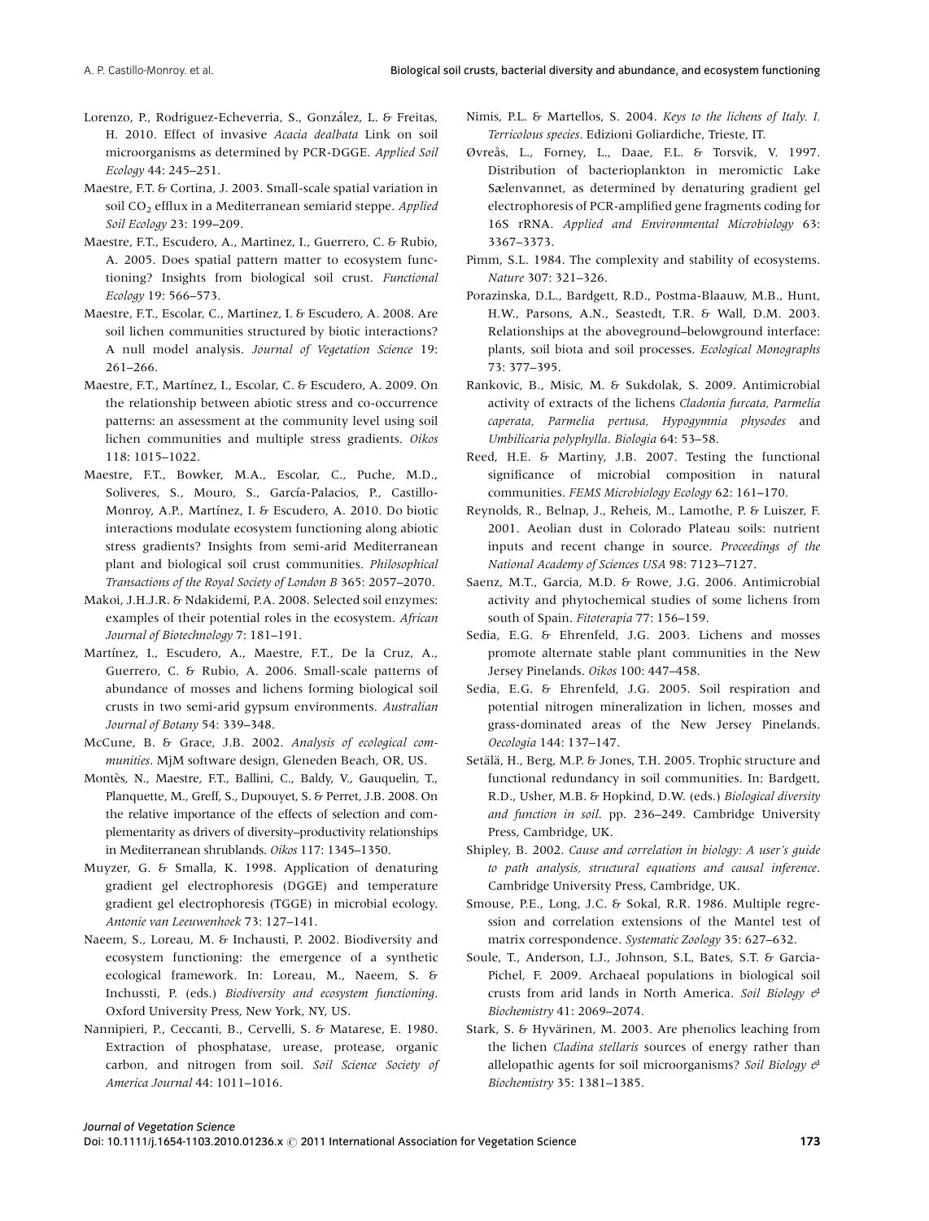Lorenzo, P., Rodriguez-Echeverria, S., González, L. & Freitas, H. 2010. Effect of invasive *Acacia dealbata* Link on soil microorganisms as determined by PCR-DGGE. *Applied Soil Ecology* 44: 245–251.

Maestre, F.T. & Cortina, J. 2003. Small-scale spatial variation in soil $CO_2$ efflux in a Mediterranean semiarid steppe. *Applied Soil Ecology* 23: 199–209.

Maestre, F.T., Escudero, A., Martinez, I., Guerrero, C. & Rubio, A. 2005. Does spatial pattern matter to ecosystem functioning? Insights from biological soil crust. *Functional Ecology* 19: 566–573.

Maestre, F.T., Escolar, C., Martinez, I. & Escudero, A. 2008. Are soil lichen communities structured by biotic interactions? A null model analysis. *Journal of Vegetation Science* 19: 261–266.

Maestre, F.T., Martínez, I., Escolar, C. & Escudero, A. 2009. On the relationship between abiotic stress and co-occurrence patterns: an assessment at the community level using soil lichen communities and multiple stress gradients. *Oikos* 118: 1015–1022.

Maestre, F.T., Bowker, M.A., Escolar, C., Puche, M.D., Soliveres, S., Mouro, S., García-Palacios, P., Castillo-Monroy, A.P., Martínez, I. & Escudero, A. 2010. Do biotic interactions modulate ecosystem functioning along abiotic stress gradients? Insights from semi-arid Mediterranean plant and biological soil crust communities. *Philosophical Transactions of the Royal Society of London B* 365: 2057–2070.

Makoi, J.H.J.R. & Ndakidemi, P.A. 2008. Selected soil enzymes: examples of their potential roles in the ecosystem. *African Journal of Biotechnology* 7: 181–191.

Martínez, I., Escudero, A., Maestre, F.T., De la Cruz, A., Guerrero, C. & Rubio, A. 2006. Small-scale patterns of abundance of mosses and lichens forming biological soil crusts in two semi-arid gypsum environments. *Australian Journal of Botany* 54: 339–348.

McCune, B. & Grace, J.B. 2002. *Analysis of ecological communities*. MjM software design, Gleneden Beach, OR, US.

Montès, N., Maestre, F.T., Ballini, C., Baldy, V., Gauquelin, T., Planquette, M., Greff, S., Dupouyet, S. & Perret, J.B. 2008. On the relative importance of the effects of selection and complementarity as drivers of diversity–productivity relationships in Mediterranean shrublands. *Oikos* 117: 1345–1350.

Muyzer, G. & Smalla, K. 1998. Application of denaturing gradient gel electrophoresis (DGGE) and temperature gradient gel electrophoresis (TGGE) in microbial ecology. *Antonie van Leeuwenhoek* 73: 127–141.

Naeem, S., Loreau, M. & Inchausti, P. 2002. Biodiversity and ecosystem functioning: the emergence of a synthetic ecological framework. In: Loreau, M., Naeem, S. & Inchussti, P. (eds.) *Biodiversity and ecosystem functioning*. Oxford University Press, New York, NY, US.

Nannipieri, P., Ceccanti, B., Cervelli, S. & Matarese, E. 1980. Extraction of phosphatase, urease, protease, organic carbon, and nitrogen from soil. *Soil Science Society of America Journal* 44: 1011–1016.

Nimis, P.L. & Martellos, S. 2004. *Keys to the lichens of Italy. I. Terricolous species*. Edizioni Goliardiche, Trieste, IT.

Øvreås, L., Forney, L., Daae, F.L. & Torsvik, V. 1997. Distribution of bacterioplankton in meromictic Lake Sælenvannet, as determined by denaturing gradient gel electrophoresis of PCR-amplified gene fragments coding for 16S rRNA. *Applied and Environmental Microbiology* 63: 3367–3373.

Pimm, S.L. 1984. The complexity and stability of ecosystems. *Nature* 307: 321–326.

Porazinska, D.L., Bardgett, R.D., Postma-Blaauw, M.B., Hunt, H.W., Parsons, A.N., Seastedt, T.R. & Wall, D.M. 2003. Relationships at the aboveground–belowground interface: plants, soil biota and soil processes. *Ecological Monographs* 73: 377–395.

Rankovic, B., Misic, M. & Sukdolak, S. 2009. Antimicrobial activity of extracts of the lichens *Cladonia furcata, Parmelia caperata, Parmelia pertusa, Hypogymnia physodes* and *Umbilicaria polyphylla*. *Biologia* 64: 53–58.

Reed, H.E. & Martiny, J.B. 2007. Testing the functional significance of microbial composition in natural communities. *FEMS Microbiology Ecology* 62: 161–170.

Reynolds, R., Belnap, J., Reheis, M., Lamothe, P. & Luiszer, F. 2001. Aeolian dust in Colorado Plateau soils: nutrient inputs and recent change in source. *Proceedings of the National Academy of Sciences USA* 98: 7123–7127.

Saenz, M.T., Garcia, M.D. & Rowe, J.G. 2006. Antimicrobial activity and phytochemical studies of some lichens from south of Spain. *Fitoterapia* 77: 156–159.

Sedia, E.G. & Ehrenfeld, J.G. 2003. Lichens and mosses promote alternate stable plant communities in the New Jersey Pinelands. *Oikos* 100: 447–458.

Sedia, E.G. & Ehrenfeld, J.G. 2005. Soil respiration and potential nitrogen mineralization in lichen, mosses and grass-dominated areas of the New Jersey Pinelands. *Oecologia* 144: 137–147.

Setälä, H., Berg, M.P. & Jones, T.H. 2005. Trophic structure and functional redundancy in soil communities. In: Bardgett, R.D., Usher, M.B. & Hopkind, D.W. (eds.) *Biological diversity and function in soil*. pp. 236–249. Cambridge University Press, Cambridge, UK.

Shipley, B. 2002. *Cause and correlation in biology: A user's guide to path analysis, structural equations and causal inference*. Cambridge University Press, Cambridge, UK.

Smouse, P.E., Long, J.C. & Sokal, R.R. 1986. Multiple regression and correlation extensions of the Mantel test of matrix correspondence. *Systematic Zoology* 35: 627–632.

Soule, T., Anderson, I.J., Johnson, S.L, Bates, S.T. & Garcia-Pichel, F. 2009. Archaeal populations in biological soil crusts from arid lands in North America. *Soil Biology & Biochemistry* 41: 2069–2074.

Stark, S. & Hyvärinen, M. 2003. Are phenolics leaching from the lichen *Cladina stellaris* sources of energy rather than allelopathic agents for soil microorganisms? *Soil Biology & Biochemistry* 35: 1381–1385.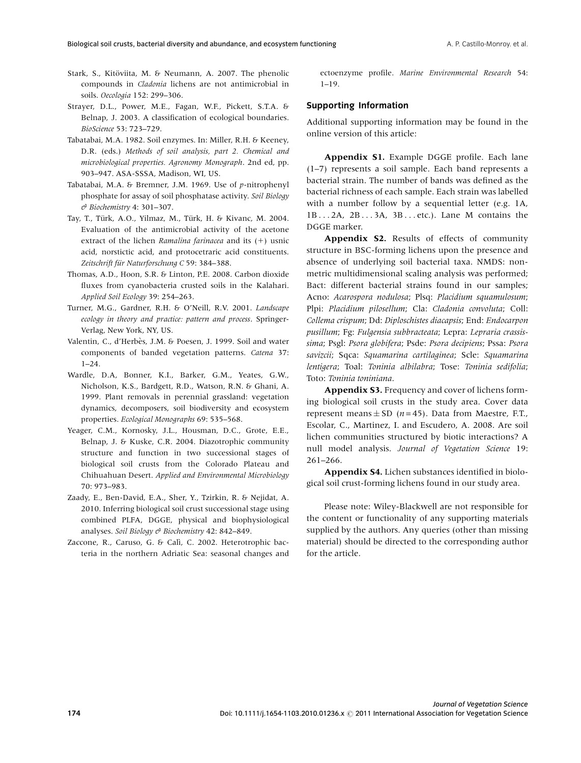Stark, S., Kitöviita, M. & Neumann, A. 2007. The phenolic compounds in *Cladonia* lichens are not antimicrobial in soils. *Oecologia* 152: 299–306.

Strayer, D.L., Power, M.E., Fagan, W.F., Pickett, S.T.A. & Belnap, J. 2003. A classification of ecological boundaries. *BioScience* 53: 723–729.

Tabatabai, M.A. 1982. Soil enzymes. In: Miller, R.H. & Keeney, D.R. (eds.) *Methods of soil analysis, part 2. Chemical and microbiological properties. Agronomy Monograph*. 2nd ed, pp. 903–947. ASA-SSSA, Madison, WI, US.

Tabatabai, M.A. & Bremner, J.M. 1969. Use of *p*-nitrophenyl phosphate for assay of soil phosphatase activity. *Soil Biology & Biochemistry* 4: 301–307.

Tay, T., Türk, A.O., Yilmaz, M., Türk, H. & Kivanc, M. 2004. Evaluation of the antimicrobial activity of the acetone extract of the lichen *Ramalina farinacea* and its (+) usnic acid, norstictic acid, and protocetraric acid constituents. *Zeitschrift für Naturforschung C* 59: 384–388.

Thomas, A.D., Hoon, S.R. & Linton, P.E. 2008. Carbon dioxide fluxes from cyanobacteria crusted soils in the Kalahari. *Applied Soil Ecology* 39: 254–263.

Turner, M.G., Gardner, R.H. & O'Neill, R.V. 2001. *Landscape ecology in theory and practice: pattern and process*. Springer-Verlag, New York, NY, US.

Valentin, C., d'Herbès, J.M. & Poesen, J. 1999. Soil and water components of banded vegetation patterns. *Catena* 37: 1–24.

Wardle, D.A, Bonner, K.I., Barker, G.M., Yeates, G.W., Nicholson, K.S., Bardgett, R.D., Watson, R.N. & Ghani, A. 1999. Plant removals in perennial grassland: vegetation dynamics, decomposers, soil biodiversity and ecosystem properties. *Ecological Monographs* 69: 535–568.

Yeager, C.M., Kornosky, J.L., Housman, D.C., Grote, E.E., Belnap, J. & Kuske, C.R. 2004. Diazotrophic community structure and function in two successional stages of biological soil crusts from the Colorado Plateau and Chihuahuan Desert. *Applied and Environmental Microbiology* 70: 973–983.

Zaady, E., Ben-David, E.A., Sher, Y., Tzirkin, R. & Nejidat, A. 2010. Inferring biological soil crust successional stage using combined PLFA, DGGE, physical and biophysiological analyses. *Soil Biology & Biochemistry* 42: 842–849.

Zaccone, R., Caruso, G. & Calì, C. 2002. Heterotrophic bacteria in the northern Adriatic Sea: seasonal changes and ectoenzyme profile. *Marine Environmental Research* 54: 1–19.

## Supporting Information

Additional supporting information may be found in the online version of this article:

**Appendix S1.** Example DGGE profile. Each lane (1–7) represents a soil sample. Each band represents a bacterial strain. The number of bands was defined as the bacterial richness of each sample. Each strain was labelled with a number follow by a sequential letter (e.g. 1A, 1B . . . 2A, 2B . . . 3A, 3B . . . etc.). Lane M contains the DGGE marker.

**Appendix S2.** Results of effects of community structure in BSC-forming lichens upon the presence and absence of underlying soil bacterial taxa. NMDS: non-metric multidimensional scaling analysis was performed; Bact: different bacterial strains found in our samples; Acno: *Acarospora nodulosa*; Plsq: *Placidium squamulosum*; Plpi: *Placidium pilosellum*; Cla: *Cladonia convoluta*; Coll: *Collema crispum*; Dd: *Diploschistes diacapsis*; End: *Endocarpon pusillum*; Fg: *Fulgensia subbracteata*; Lepra: *Lepraria crassissima*; Psgl: *Psora globifera*; Psde: *Psora decipiens*; Pssa: *Psora savizcii*; Sqca: *Squamarina cartilaginea*; Scle: *Squamarina lentigera*; Toal: *Toninia albilabra*; Tose: *Toninia sedifolia*; Toto: *Toninia toniniana*.

**Appendix S3.** Frequency and cover of lichens forming biological soil crusts in the study area. Cover data represent means ± SD ($n = 45$). Data from Maestre, F.T., Escolar, C., Martinez, I. and Escudero, A. 2008. Are soil lichen communities structured by biotic interactions? A null model analysis. *Journal of Vegetation Science* 19: 261–266.

**Appendix S4.** Lichen substances identified in biological soil crust-forming lichens found in our study area.

Please note: Wiley-Blackwell are not responsible for the content or functionality of any supporting materials supplied by the authors. Any queries (other than missing material) should be directed to the corresponding author for the article.